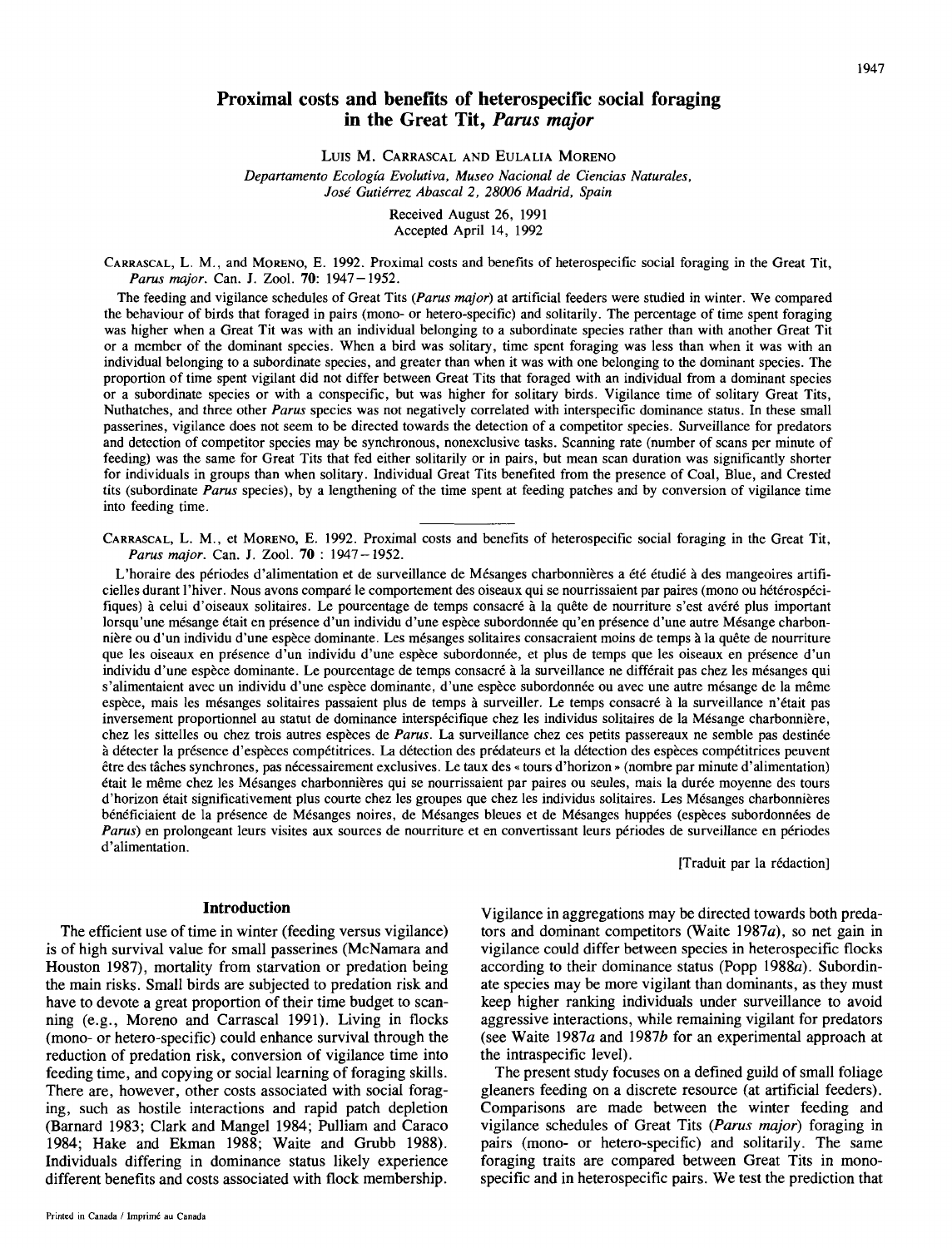# Proximal costs and benefits of heterospecific social foraging in the Great Tit, *Parus major*

LUIS M. CARRASCAL AND EULALIA MORENO

*Departamento Ecología Evolutiva, Museo Nacional de Ciencias Naturales, José Gutiérrez Abascal 2, 28006 Madrid, Spain*

Received August 26, 1991

Accepted April 14, 1992

CARRASCAL, L. M., and MORENO, E. 1992. Proximal costs and benefits of heterospecific social foraging in the Great Tit, *Parus major*. Can. J. Zool. **70**: 1947–1952.

The feeding and vigilance schedules of Great Tits (*Parus major*) at artificial feeders were studied in winter. We compared the behaviour of birds that foraged in pairs (mono- or hetero-specific) and solitarily. The percentage of time spent foraging was higher when a Great Tit was with an individual belonging to a subordinate species rather than with another Great Tit or a member of the dominant species. When a bird was solitary, time spent foraging was less than when it was with an individual belonging to a subordinate species, and greater than when it was with one belonging to the dominant species. The proportion of time spent vigilant did not differ between Great Tits that foraged with an individual from a dominant species or a subordinate species or with a conspecific, but was higher for solitary birds. Vigilance time of solitary Great Tits, Nuthatches, and three other *Parus* species was not negatively correlated with interspecific dominance status. In these small passerines, vigilance does not seem to be directed towards the detection of a competitor species. Surveillance for predators and detection of competitor species may be synchronous, nonexclusive tasks. Scanning rate (number of scans per minute of feeding) was the same for Great Tits that fed either solitarily or in pairs, but mean scan duration was significantly shorter for individuals in groups than when solitary. Individual Great Tits benefited from the presence of Coal, Blue, and Crested tits (subordinate *Parus* species), by a lengthening of the time spent at feeding patches and by conversion of vigilance time into feeding time.

---

CARRASCAL, L. M., et MORENO, E. 1992. Proximal costs and benefits of heterospecific social foraging in the Great Tit, *Parus major*. Can. J. Zool. **70** : 1947–1952.

L'horaire des périodes d'alimentation et de surveillance de Mésanges charbonnières a été étudié à des mangeoires artificielles durant l'hiver. Nous avons comparé le comportement des oiseaux qui se nourrissaient par paires (mono ou hétérospécifiques) à celui d'oiseaux solitaires. Le pourcentage de temps consacré à la quête de nourriture s'est avéré plus important lorsqu'une mésange était en présence d'un individu d'une espèce subordonnée qu'en présence d'une autre Mésange charbonnière ou d'un individu d'une espèce dominante. Les mésanges solitaires consacraient moins de temps à la quête de nourriture que les oiseaux en présence d'un individu d'une espèce subordonnée, et plus de temps que les oiseaux en présence d'un individu d'une espèce dominante. Le pourcentage de temps consacré à la surveillance ne différait pas chez les mésanges qui s'alimentaient avec un individu d'une espèce dominante, d'une espèce subordonnée ou avec une autre mésange de la même espèce, mais les mésanges solitaires passaient plus de temps à surveiller. Le temps consacré à la surveillance n'était pas inversement proportionnel au statut de dominance interspécifique chez les individus solitaires de la Mésange charbonnière, chez les sittelles ou chez trois autres espèces de *Parus*. La surveillance chez ces petits passereaux ne semble pas destinée à détecter la présence d'espèces compétitrices. La détection des prédateurs et la détection des espèces compétitrices peuvent être des tâches synchrones, pas nécessairement exclusives. Le taux des « tours d'horizon » (nombre par minute d'alimentation) était le même chez les Mésanges charbonnières qui se nourrissaient par paires ou seules, mais la durée moyenne des tours d'horizon était significativement plus courte chez les groupes que chez les individus solitaires. Les Mésanges charbonnières bénéficiaient de la présence de Mésanges noires, de Mésanges bleues et de Mésanges huppées (espèces subordonnées de *Parus*) en prolongeant leurs visites aux sources de nourriture et en convertissant leurs périodes de surveillance en périodes d'alimentation.

[Traduit par la rédaction]

## Introduction

The efficient use of time in winter (feeding versus vigilance) is of high survival value for small passerines (McNamara and Houston 1987), mortality from starvation or predation being the main risks. Small birds are subjected to predation risk and have to devote a great proportion of their time budget to scanning (e.g., Moreno and Carrascal 1991). Living in flocks (mono- or hetero-specific) could enhance survival through the reduction of predation risk, conversion of vigilance time into feeding time, and copying or social learning of foraging skills. There are, however, other costs associated with social foraging, such as hostile interactions and rapid patch depletion (Barnard 1983; Clark and Mangel 1984; Pulliam and Caraco 1984; Hake and Ekman 1988; Waite and Grubb 1988). Individuals differing in dominance status likely experience different benefits and costs associated with flock membership. Vigilance in aggregations may be directed towards both predators and dominant competitors (Waite 1987*a*), so net gain in vigilance could differ between species in heterospecific flocks according to their dominance status (Popp 1988*a*). Subordinate species may be more vigilant than dominants, as they must keep higher ranking individuals under surveillance to avoid aggressive interactions, while remaining vigilant for predators (see Waite 1987*a* and 1987*b* for an experimental approach at the intraspecific level).

The present study focuses on a defined guild of small foliage gleaners feeding on a discrete resource (at artificial feeders). Comparisons are made between the winter feeding and vigilance schedules of Great Tits (*Parus major*) foraging in pairs (mono- or hetero-specific) and solitarily. The same foraging traits are compared between Great Tits in monospecific and in heterospecific pairs. We test the prediction that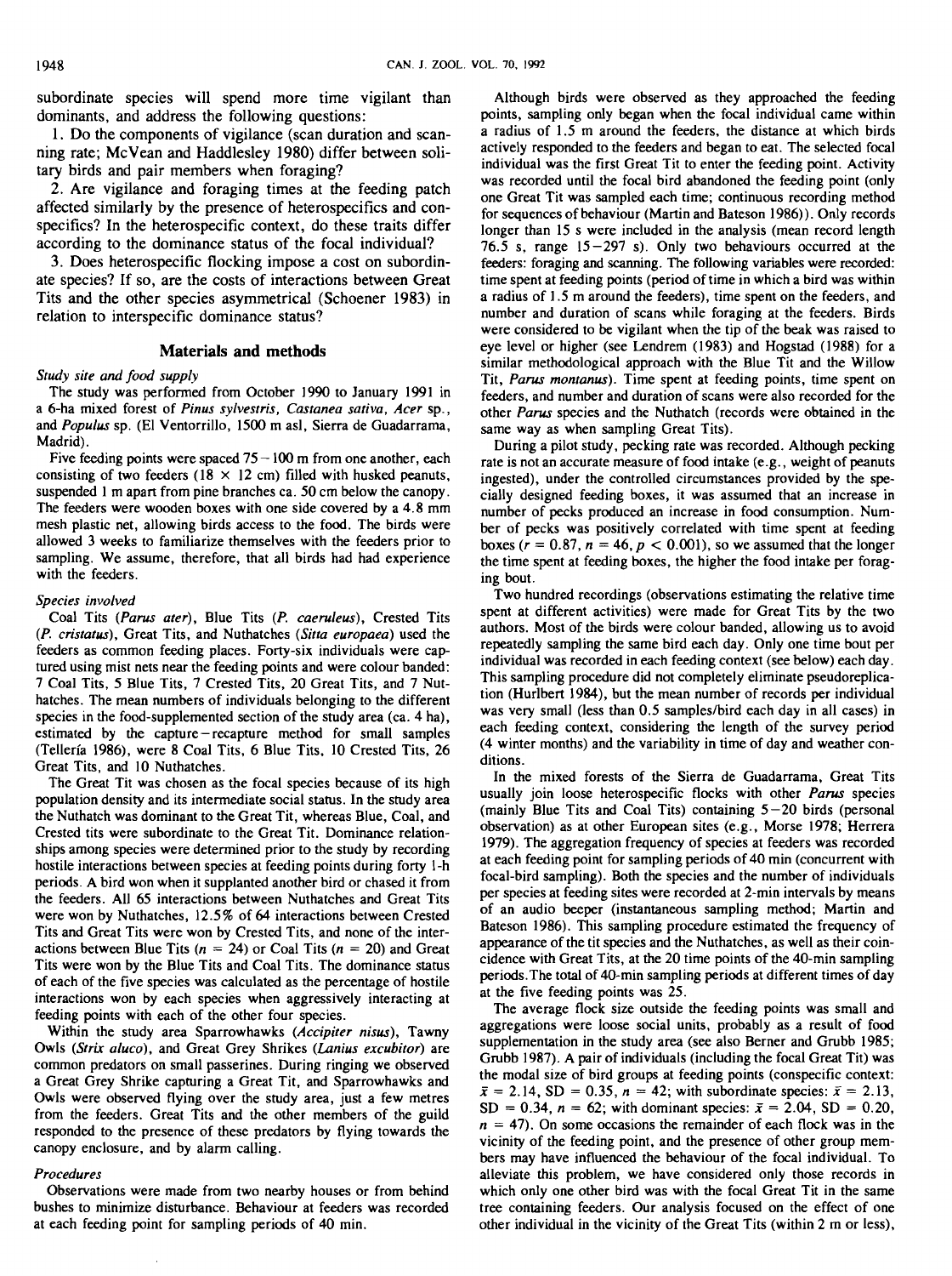subordinate species will spend more time vigilant than dominants, and address the following questions:

1. Do the components of vigilance (scan duration and scanning rate; McVean and Haddlesley 1980) differ between solitary birds and pair members when foraging?

2. Are vigilance and foraging times at the feeding patch affected similarly by the presence of heterospecifics and conspecifics? In the heterospecific context, do these traits differ according to the dominance status of the focal individual?

3. Does heterospecific flocking impose a cost on subordinate species? If so, are the costs of interactions between Great Tits and the other species asymmetrical (Schoener 1983) in relation to interspecific dominance status?

## Materials and methods

### *Study site and food supply*

The study was performed from October 1990 to January 1991 in a 6-ha mixed forest of *Pinus sylvestris, Castanea sativa, Acer* sp., and *Populus* sp. (El Ventorrillo, 1500 m asl, Sierra de Guadarrama, Madrid).

Five feeding points were spaced 75 – 100 m from one another, each consisting of two feeders (18 × 12 cm) filled with husked peanuts, suspended 1 m apart from pine branches ca. 50 cm below the canopy. The feeders were wooden boxes with one side covered by a 4.8 mm mesh plastic net, allowing birds access to the food. The birds were allowed 3 weeks to familiarize themselves with the feeders prior to sampling. We assume, therefore, that all birds had had experience with the feeders.

### *Species involved*

Coal Tits (*Parus ater*), Blue Tits (*P. caeruleus*), Crested Tits (*P. cristatus*), Great Tits, and Nuthatches (*Sitta europaea*) used the feeders as common feeding places. Forty-six individuals were captured using mist nets near the feeding points and were colour banded: 7 Coal Tits, 5 Blue Tits, 7 Crested Tits, 20 Great Tits, and 7 Nuthatches. The mean numbers of individuals belonging to the different species in the food-supplemented section of the study area (ca. 4 ha), estimated by the capture – recapture method for small samples (Tellería 1986), were 8 Coal Tits, 6 Blue Tits, 10 Crested Tits, 26 Great Tits, and 10 Nuthatches.

The Great Tit was chosen as the focal species because of its high population density and its intermediate social status. In the study area the Nuthatch was dominant to the Great Tit, whereas Blue, Coal, and Crested tits were subordinate to the Great Tit. Dominance relationships among species were determined prior to the study by recording hostile interactions between species at feeding points during forty 1-h periods. A bird won when it supplanted another bird or chased it from the feeders. All 65 interactions between Nuthatches and Great Tits were won by Nuthatches, 12.5% of 64 interactions between Crested Tits and Great Tits were won by Crested Tits, and none of the interactions between Blue Tits ($n = 24$) or Coal Tits ($n = 20$) and Great Tits were won by the Blue Tits and Coal Tits. The dominance status of each of the five species was calculated as the percentage of hostile interactions won by each species when aggressively interacting at feeding points with each of the other four species.

Within the study area Sparrowhawks (*Accipiter nisus*), Tawny Owls (*Strix aluco*), and Great Grey Shrikes (*Lanius excubitor*) are common predators on small passerines. During ringing we observed a Great Grey Shrike capturing a Great Tit, and Sparrowhawks and Owls were observed flying over the study area, just a few metres from the feeders. Great Tits and the other members of the guild responded to the presence of these predators by flying towards the canopy enclosure, and by alarm calling.

### *Procedures*

Observations were made from two nearby houses or from behind bushes to minimize disturbance. Behaviour at feeders was recorded at each feeding point for sampling periods of 40 min.

Although birds were observed as they approached the feeding points, sampling only began when the focal individual came within a radius of 1.5 m around the feeders, the distance at which birds actively responded to the feeders and began to eat. The selected focal individual was the first Great Tit to enter the feeding point. Activity was recorded until the focal bird abandoned the feeding point (only one Great Tit was sampled each time; continuous recording method for sequences of behaviour (Martin and Bateson 1986)). Only records longer than 15 s were included in the analysis (mean record length 76.5 s, range 15 – 297 s). Only two behaviours occurred at the feeders: foraging and scanning. The following variables were recorded: time spent at feeding points (period of time in which a bird was within a radius of 1.5 m around the feeders), time spent on the feeders, and number and duration of scans while foraging at the feeders. Birds were considered to be vigilant when the tip of the beak was raised to eye level or higher (see Lendrem (1983) and Hogstad (1988) for a similar methodological approach with the Blue Tit and the Willow Tit, *Parus montanus*). Time spent at feeding points, time spent on feeders, and number and duration of scans were also recorded for the other *Parus* species and the Nuthatch (records were obtained in the same way as when sampling Great Tits).

During a pilot study, pecking rate was recorded. Although pecking rate is not an accurate measure of food intake (e.g., weight of peanuts ingested), under the controlled circumstances provided by the specially designed feeding boxes, it was assumed that an increase in number of pecks produced an increase in food consumption. Number of pecks was positively correlated with time spent at feeding boxes ($r = 0.87$, $n = 46$, $p < 0.001$), so we assumed that the longer the time spent at feeding boxes, the higher the food intake per foraging bout.

Two hundred recordings (observations estimating the relative time spent at different activities) were made for Great Tits by the two authors. Most of the birds were colour banded, allowing us to avoid repeatedly sampling the same bird each day. Only one time bout per individual was recorded in each feeding context (see below) each day. This sampling procedure did not completely eliminate pseudoreplication (Hurlbert 1984), but the mean number of records per individual was very small (less than 0.5 samples/bird each day in all cases) in each feeding context, considering the length of the survey period (4 winter months) and the variability in time of day and weather conditions.

In the mixed forests of the Sierra de Guadarrama, Great Tits usually join loose heterospecific flocks with other *Parus* species (mainly Blue Tits and Coal Tits) containing 5 – 20 birds (personal observation) as at other European sites (e.g., Morse 1978; Herrera 1979). The aggregation frequency of species at feeders was recorded at each feeding point for sampling periods of 40 min (concurrent with focal-bird sampling). Both the species and the number of individuals per species at feeding sites were recorded at 2-min intervals by means of an audio beeper (instantaneous sampling method; Martin and Bateson 1986). This sampling procedure estimated the frequency of appearance of the tit species and the Nuthatches, as well as their coincidence with Great Tits, at the 20 time points of the 40-min sampling periods. The total of 40-min sampling periods at different times of day at the five feeding points was 25.

The average flock size outside the feeding points was small and aggregations were loose social units, probably as a result of food supplementation in the study area (see also Berner and Grubb 1985; Grubb 1987). A pair of individuals (including the focal Great Tit) was the modal size of bird groups at feeding points (conspecific context: $\bar{x} = 2.14$, SD = 0.35, $n = 42$; with subordinate species: $\bar{x} = 2.13$, SD = 0.34, $n = 62$; with dominant species: $\bar{x} = 2.04$, SD = 0.20, $n = 47$). On some occasions the remainder of each flock was in the vicinity of the feeding point, and the presence of other group members may have influenced the behaviour of the focal individual. To alleviate this problem, we have considered only those records in which only one other bird was with the focal Great Tit in the same tree containing feeders. Our analysis focused on the effect of one other individual in the vicinity of the Great Tits (within 2 m or less),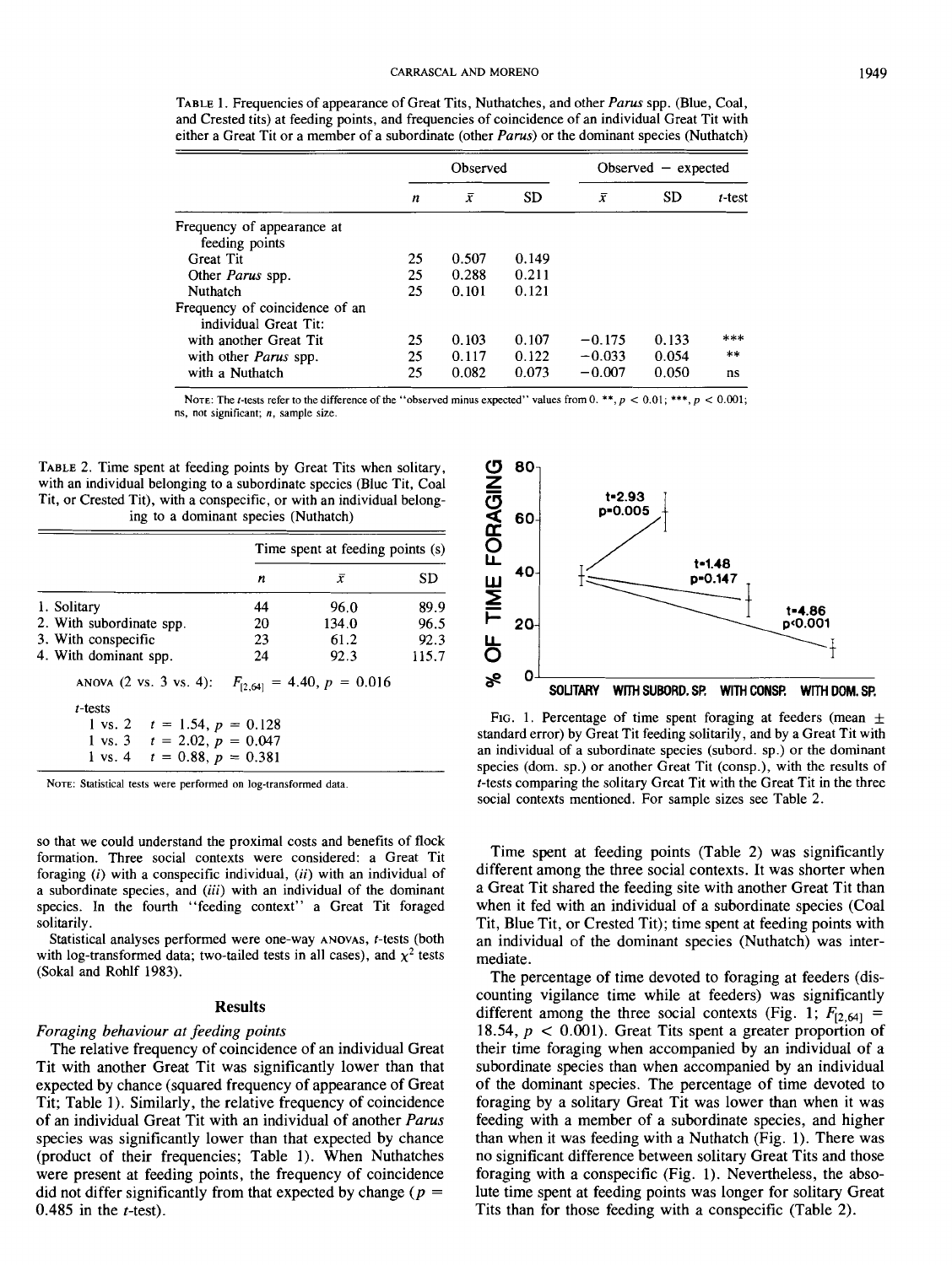TABLE 1. Frequencies of appearance of Great Tits, Nuthatches, and other *Parus* spp. (Blue, Coal, and Crested tits) at feeding points, and frequencies of coincidence of an individual Great Tit with either a Great Tit or a member of a subordinate (other *Parus*) or the dominant species (Nuthatch)

| | Observed | | | Observed − expected | | |
|---|---|---|---|---|---|---|
| | $n$ | $\bar{x}$ | SD | $\bar{x}$ | SD | $t$-test |
| Frequency of appearance at feeding points | | | | | | |
| Great Tit | 25 | 0.507 | 0.149 | | | |
| Other *Parus* spp. | 25 | 0.288 | 0.211 | | | |
| Nuthatch | 25 | 0.101 | 0.121 | | | |
| Frequency of coincidence of an individual Great Tit: | | | | | | |
| with another Great Tit | 25 | 0.103 | 0.107 | −0.175 | 0.133 | *** |
| with other *Parus* spp. | 25 | 0.117 | 0.122 | −0.033 | 0.054 | ** |
| with a Nuthatch | 25 | 0.082 | 0.073 | −0.007 | 0.050 | ns |

NOTE: The $t$-tests refer to the difference of the "observed minus expected" values from 0. **, $p < 0.01$; ***, $p < 0.001$; ns, not significant; $n$, sample size.

TABLE 2. Time spent at feeding points by Great Tits when solitary, with an individual belonging to a subordinate species (Blue Tit, Coal Tit, or Crested Tit), with a conspecific, or with an individual belonging to a dominant species (Nuthatch)

| | Time spent at feeding points (s) | | |
|---|---|---|---|
| | $n$ | $\bar{x}$ | SD |
| 1. Solitary | 44 | 96.0 | 89.9 |
| 2. With subordinate spp. | 20 | 134.0 | 96.5 |
| 3. With conspecific | 23 | 61.2 | 92.3 |
| 4. With dominant spp. | 24 | 92.3 | 115.7 |

ANOVA (2 vs. 3 vs. 4): $F_{[2,64]} = 4.40$, $p = 0.016$

$t$-tests
1 vs. 2 $t = 1.54$, $p = 0.128$
1 vs. 3 $t = 2.02$, $p = 0.047$
1 vs. 4 $t = 0.88$, $p = 0.381$

NOTE: Statistical tests were performed on log-transformed data.

FIG. 1. Percentage of time spent foraging at feeders (mean ± standard error) by Great Tit feeding solitarily, and by a Great Tit with an individual of a subordinate species (subord. sp.) or the dominant species (dom. sp.) or another Great Tit (consp.), with the results of $t$-tests comparing the solitary Great Tit with the Great Tit in the three social contexts mentioned. For sample sizes see Table 2.

so that we could understand the proximal costs and benefits of flock formation. Three social contexts were considered: a Great Tit foraging (*i*) with a conspecific individual, (*ii*) with an individual of a subordinate species, and (*iii*) with an individual of the dominant species. In the fourth "feeding context" a Great Tit foraged solitarily.

Statistical analyses performed were one-way ANOVAs, $t$-tests (both with log-transformed data; two-tailed tests in all cases), and $\chi^2$ tests (Sokal and Rohlf 1983).

## Results

### *Foraging behaviour at feeding points*

The relative frequency of coincidence of an individual Great Tit with another Great Tit was significantly lower than that expected by chance (squared frequency of appearance of Great Tit; Table 1). Similarly, the relative frequency of coincidence of an individual Great Tit with an individual of another *Parus* species was significantly lower than that expected by chance (product of their frequencies; Table 1). When Nuthatches were present at feeding points, the frequency of coincidence did not differ significantly from that expected by change ($p = 0.485$ in the $t$-test).

Time spent at feeding points (Table 2) was significantly different among the three social contexts. It was shorter when a Great Tit shared the feeding site with another Great Tit than when it fed with an individual of a subordinate species (Coal Tit, Blue Tit, or Crested Tit); time spent at feeding points with an individual of the dominant species (Nuthatch) was intermediate.

The percentage of time devoted to foraging at feeders (discounting vigilance time while at feeders) was significantly different among the three social contexts (Fig. 1; $F_{[2,64]} = 18.54$, $p < 0.001$). Great Tits spent a greater proportion of their time foraging when accompanied by an individual of a subordinate species than when accompanied by an individual of the dominant species. The percentage of time devoted to foraging by a solitary Great Tit was lower than when it was feeding with a member of a subordinate species, and higher than when it was feeding with a Nuthatch (Fig. 1). There was no significant difference between solitary Great Tits and those foraging with a conspecific (Fig. 1). Nevertheless, the absolute time spent at feeding points was longer for solitary Great Tits than for those feeding with a conspecific (Table 2).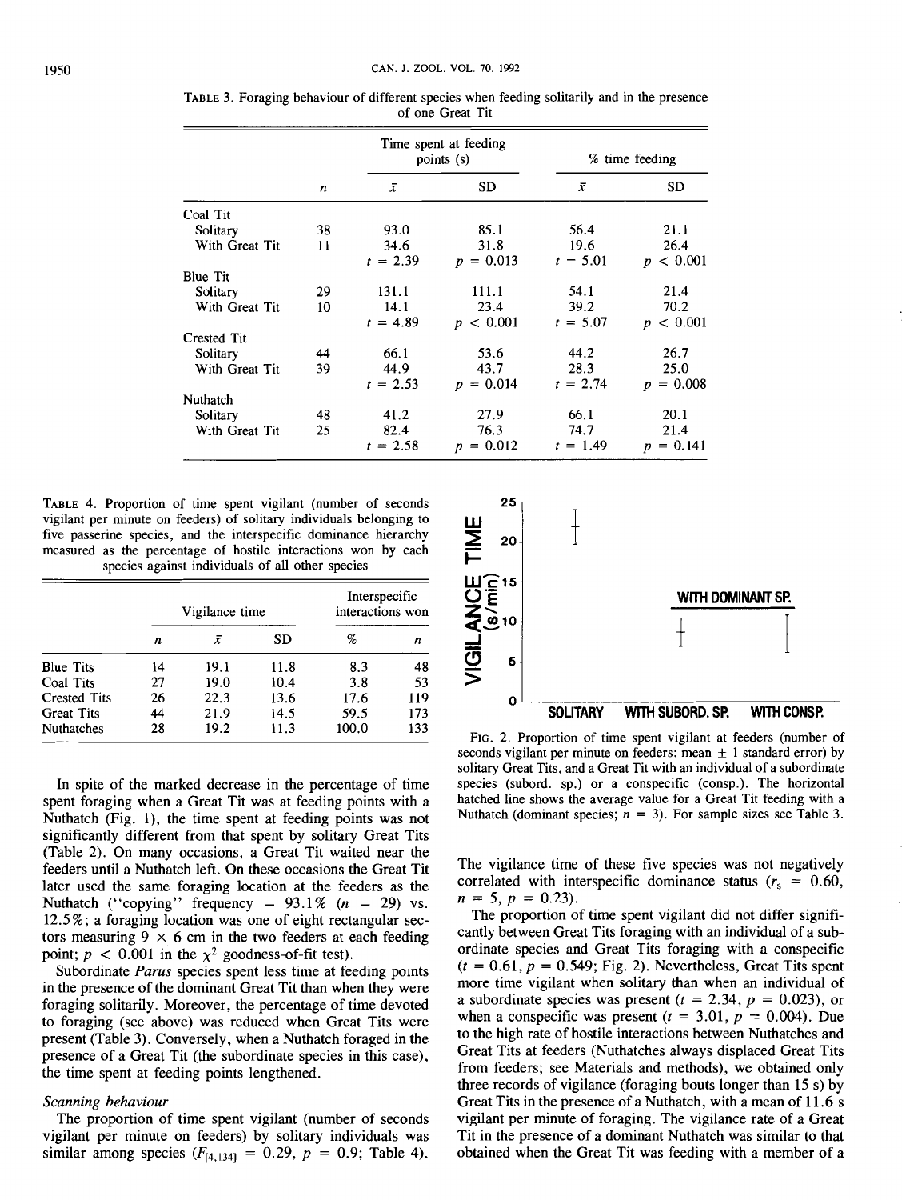TABLE 3. Foraging behaviour of different species when feeding solitarily and in the presence of one Great Tit

| | | Time spent at feeding points (s) | | % time feeding | |
|---|---|---|---|---|---|
| | $n$ | $\bar{x}$ | SD | $\bar{x}$ | SD |
| Coal Tit | | | | | |
| Solitary | 38 | 93.0 | 85.1 | 56.4 | 21.1 |
| With Great Tit | 11 | 34.6 | 31.8 | 19.6 | 26.4 |
| | | $t = 2.39$ | $p = 0.013$ | $t = 5.01$ | $p < 0.001$ |
| Blue Tit | | | | | |
| Solitary | 29 | 131.1 | 111.1 | 54.1 | 21.4 |
| With Great Tit | 10 | 14.1 | 23.4 | 39.2 | 70.2 |
| | | $t = 4.89$ | $p < 0.001$ | $t = 5.07$ | $p < 0.001$ |
| Crested Tit | | | | | |
| Solitary | 44 | 66.1 | 53.6 | 44.2 | 26.7 |
| With Great Tit | 39 | 44.9 | 43.7 | 28.3 | 25.0 |
| | | $t = 2.53$ | $p = 0.014$ | $t = 2.74$ | $p = 0.008$ |
| Nuthatch | | | | | |
| Solitary | 48 | 41.2 | 27.9 | 66.1 | 20.1 |
| With Great Tit | 25 | 82.4 | 76.3 | 74.7 | 21.4 |
| | | $t = 2.58$ | $p = 0.012$ | $t = 1.49$ | $p = 0.141$ |

TABLE 4. Proportion of time spent vigilant (number of seconds vigilant per minute on feeders) of solitary individuals belonging to five passerine species, and the interspecific dominance hierarchy measured as the percentage of hostile interactions won by each species against individuals of all other species

| | Vigilance time | | | Interspecific interactions won | |
|---|---|---|---|---|---|
| | $n$ | $\bar{x}$ | SD | % | $n$ |
| Blue Tits | 14 | 19.1 | 11.8 | 8.3 | 48 |
| Coal Tits | 27 | 19.0 | 10.4 | 3.8 | 53 |
| Crested Tits | 26 | 22.3 | 13.6 | 17.6 | 119 |
| Great Tits | 44 | 21.9 | 14.5 | 59.5 | 173 |
| Nuthatches | 28 | 19.2 | 11.3 | 100.0 | 133 |

In spite of the marked decrease in the percentage of time spent foraging when a Great Tit was at feeding points with a Nuthatch (Fig. 1), the time spent at feeding points was not significantly different from that spent by solitary Great Tits (Table 2). On many occasions, a Great Tit waited near the feeders until a Nuthatch left. On these occasions the Great Tit later used the same foraging location at the feeders as the Nuthatch ("copying" frequency = 93.1% ($n$ = 29) vs. 12.5%; a foraging location was one of eight rectangular sectors measuring 9 × 6 cm in the two feeders at each feeding point; $p < 0.001$ in the $\chi^2$ goodness-of-fit test).

Subordinate *Parus* species spent less time at feeding points in the presence of the dominant Great Tit than when they were foraging solitarily. Moreover, the percentage of time devoted to foraging (see above) was reduced when Great Tits were present (Table 3). Conversely, when a Nuthatch foraged in the presence of a Great Tit (the subordinate species in this case), the time spent at feeding points lengthened.

### *Scanning behaviour*

The proportion of time spent vigilant (number of seconds vigilant per minute on feeders) by solitary individuals was similar among species ($F_{[4,134]} = 0.29$, $p = 0.9$; Table 4). The vigilance time of these five species was not negatively correlated with interspecific dominance status ($r_s = 0.60$, $n = 5$, $p = 0.23$).

FIG. 2. Proportion of time spent vigilant at feeders (number of seconds vigilant per minute on feeders; mean ± 1 standard error) by solitary Great Tits, and a Great Tit with an individual of a subordinate species (subord. sp.) or a conspecific (consp.). The horizontal hatched line shows the average value for a Great Tit feeding with a Nuthatch (dominant species; $n$ = 3). For sample sizes see Table 3.

The proportion of time spent vigilant did not differ significantly between Great Tits foraging with an individual of a subordinate species and Great Tits foraging with a conspecific ($t = 0.61$, $p = 0.549$; Fig. 2). Nevertheless, Great Tits spent more time vigilant when solitary than when an individual of a subordinate species was present ($t = 2.34$, $p = 0.023$), or when a conspecific was present ($t = 3.01$, $p = 0.004$). Due to the high rate of hostile interactions between Nuthatches and Great Tits at feeders (Nuthatches always displaced Great Tits from feeders; see Materials and methods), we obtained only three records of vigilance (foraging bouts longer than 15 s) by Great Tits in the presence of a Nuthatch, with a mean of 11.6 s vigilant per minute of foraging. The vigilance rate of a Great Tit in the presence of a dominant Nuthatch was similar to that obtained when the Great Tit was feeding with a member of a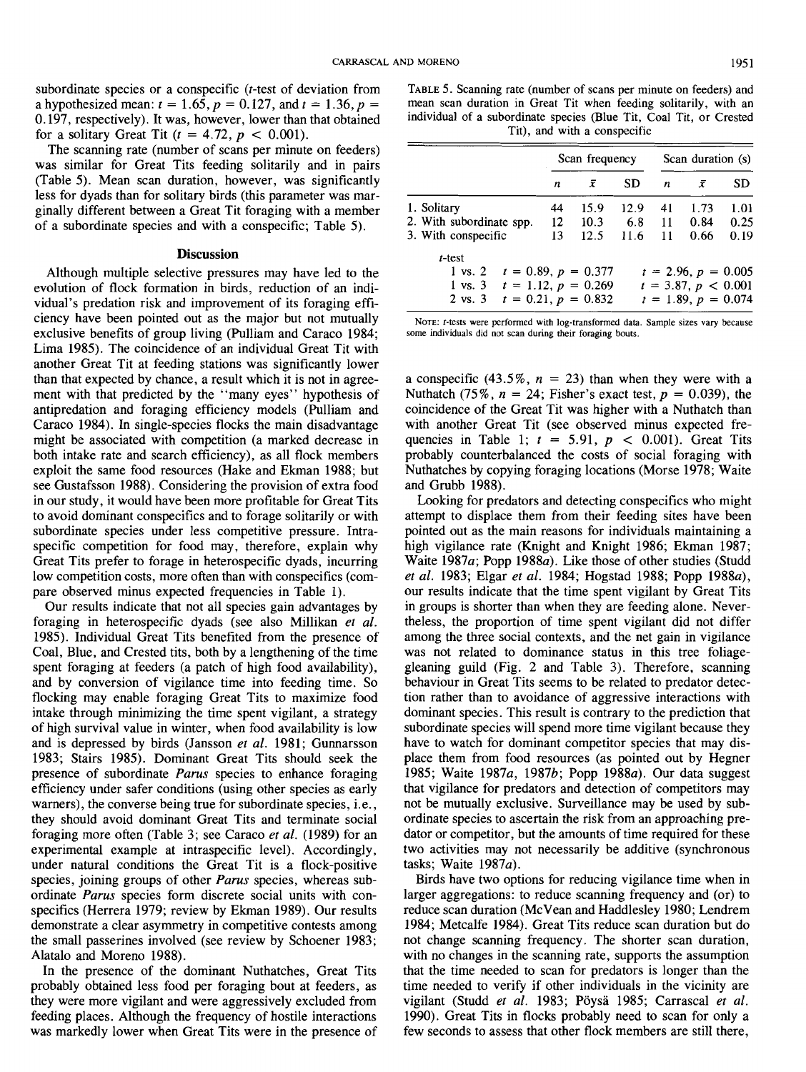subordinate species or a conspecific ($t$-test of deviation from a hypothesized mean: $t = 1.65, p = 0.127$, and $t = 1.36, p = 0.197$, respectively). It was, however, lower than that obtained for a solitary Great Tit ($t = 4.72, p < 0.001$).

The scanning rate (number of scans per minute on feeders) was similar for Great Tits feeding solitarily and in pairs (Table 5). Mean scan duration, however, was significantly less for dyads than for solitary birds (this parameter was marginally different between a Great Tit foraging with a member of a subordinate species and with a conspecific; Table 5).

TABLE 5. Scanning rate (number of scans per minute on feeders) and mean scan duration in Great Tit when feeding solitarily, with an individual of a subordinate species (Blue Tit, Coal Tit, or Crested Tit), and with a conspecific

| | Scan frequency | | | Scan duration (s) | | |
|---|---|---|---|---|---|---|
| | $n$ | $\bar{x}$ | SD | $n$ | $\bar{x}$ | SD |
| 1. Solitary | 44 | 15.9 | 12.9 | 41 | 1.73 | 1.01 |
| 2. With subordinate spp. | 12 | 10.3 | 6.8 | 11 | 0.84 | 0.25 |
| 3. With conspecific | 13 | 12.5 | 11.6 | 11 | 0.66 | 0.19 |
| $t$-test | | | | | | |
| 1 vs. 2 | $t = 0.89, p = 0.377$ | | | $t = 2.96, p = 0.005$ | | |
| 1 vs. 3 | $t = 1.12, p = 0.269$ | | | $t = 3.87, p < 0.001$ | | |
| 2 vs. 3 | $t = 0.21, p = 0.832$ | | | $t = 1.89, p = 0.074$ | | |

NOTE: $t$-tests were performed with log-transformed data. Sample sizes vary because some individuals did not scan during their foraging bouts.

## Discussion

Although multiple selective pressures may have led to the evolution of flock formation in birds, reduction of an individual's predation risk and improvement of its foraging efficiency have been pointed out as the major but not mutually exclusive benefits of group living (Pulliam and Caraco 1984; Lima 1985). The coincidence of an individual Great Tit with another Great Tit at feeding stations was significantly lower than that expected by chance, a result which it is not in agreement with that predicted by the "many eyes" hypothesis of antipredation and foraging efficiency models (Pulliam and Caraco 1984). In single-species flocks the main disadvantage might be associated with competition (a marked decrease in both intake rate and search efficiency), as all flock members exploit the same food resources (Hake and Ekman 1988; but see Gustafsson 1988). Considering the provision of extra food in our study, it would have been more profitable for Great Tits to avoid dominant conspecifics and to forage solitarily or with subordinate species under less competitive pressure. Intraspecific competition for food may, therefore, explain why Great Tits prefer to forage in heterospecific dyads, incurring low competition costs, more often than with conspecifics (compare observed minus expected frequencies in Table 1).

Our results indicate that not all species gain advantages by foraging in heterospecific dyads (see also Millikan *et al.* 1985). Individual Great Tits benefited from the presence of Coal, Blue, and Crested tits, both by a lengthening of the time spent foraging at feeders (a patch of high food availability), and by conversion of vigilance time into feeding time. So flocking may enable foraging Great Tits to maximize food intake through minimizing the time spent vigilant, a strategy of high survival value in winter, when food availability is low and is depressed by birds (Jansson *et al.* 1981; Gunnarsson 1983; Stairs 1985). Dominant Great Tits should seek the presence of subordinate *Parus* species to enhance foraging efficiency under safer conditions (using other species as early warners), the converse being true for subordinate species, i.e., they should avoid dominant Great Tits and terminate social foraging more often (Table 3; see Caraco *et al.* (1989) for an experimental example at intraspecific level). Accordingly, under natural conditions the Great Tit is a flock-positive species, joining groups of other *Parus* species, whereas subordinate *Parus* species form discrete social units with conspecifics (Herrera 1979; review by Ekman 1989). Our results demonstrate a clear asymmetry in competitive contests among the small passerines involved (see review by Schoener 1983; Alatalo and Moreno 1988).

In the presence of the dominant Nuthatches, Great Tits probably obtained less food per foraging bout at feeders, as they were more vigilant and were aggressively excluded from feeding places. Although the frequency of hostile interactions was markedly lower when Great Tits were in the presence of a conspecific (43.5%, $n = 23$) than when they were with a Nuthatch (75%, $n = 24$; Fisher's exact test, $p = 0.039$), the coincidence of the Great Tit was higher with a Nuthatch than with another Great Tit (see observed minus expected frequencies in Table 1; $t = 5.91, p < 0.001$). Great Tits probably counterbalanced the costs of social foraging with Nuthatches by copying foraging locations (Morse 1978; Waite and Grubb 1988).

Looking for predators and detecting conspecifics who might attempt to displace them from their feeding sites have been pointed out as the main reasons for individuals maintaining a high vigilance rate (Knight and Knight 1986; Ekman 1987; Waite 1987*a*; Popp 1988*a*). Like those of other studies (Studd *et al.* 1983; Elgar *et al.* 1984; Hogstad 1988; Popp 1988*a*), our results indicate that the time spent vigilant by Great Tits in groups is shorter than when they are feeding alone. Nevertheless, the proportion of time spent vigilant did not differ among the three social contexts, and the net gain in vigilance was not related to dominance status in this tree foliage-gleaning guild (Fig. 2 and Table 3). Therefore, scanning behaviour in Great Tits seems to be related to predator detection rather than to avoidance of aggressive interactions with dominant species. This result is contrary to the prediction that subordinate species will spend more time vigilant because they have to watch for dominant competitor species that may displace them from food resources (as pointed out by Hegner 1985; Waite 1987*a*, 1987*b*; Popp 1988*a*). Our data suggest that vigilance for predators and detection of competitors may not be mutually exclusive. Surveillance may be used by subordinate species to ascertain the risk from an approaching predator or competitor, but the amounts of time required for these two activities may not necessarily be additive (synchronous tasks; Waite 1987*a*).

Birds have two options for reducing vigilance time when in larger aggregations: to reduce scanning frequency and (or) to reduce scan duration (McVean and Haddlesley 1980; Lendrem 1984; Metcalfe 1984). Great Tits reduce scan duration but do not change scanning frequency. The shorter scan duration, with no changes in the scanning rate, supports the assumption that the time needed to scan for predators is longer than the time needed to verify if other individuals in the vicinity are vigilant (Studd *et al.* 1983; Pöysä 1985; Carrascal *et al.* 1990). Great Tits in flocks probably need to scan for only a few seconds to assess that other flock members are still there,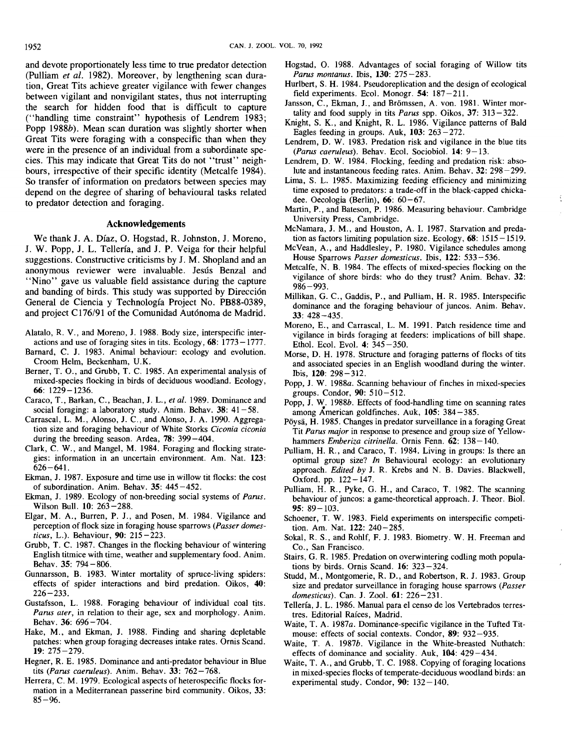and devote proportionately less time to true predator detection (Pulliam *et al.* 1982). Moreover, by lengthening scan duration, Great Tits achieve greater vigilance with fewer changes between vigilant and nonvigilant states, thus not interrupting the search for hidden food that is difficult to capture ("handling time constraint" hypothesis of Lendrem 1983; Popp 1988*b*). Mean scan duration was slightly shorter when Great Tits were foraging with a conspecific than when they were in the presence of an individual from a subordinate species. This may indicate that Great Tits do not "trust" neighbours, irrespective of their specific identity (Metcalfe 1984). So transfer of information on predators between species may depend on the degree of sharing of behavioural tasks related to predator detection and foraging.

## Acknowledgements

We thank J. A. Díaz, O. Hogstad, R. Johnston, J. Moreno, J. W. Popp, J. L. Tellería, and J. P. Veiga for their helpful suggestions. Constructive criticisms by J. M. Shopland and an anonymous reviewer were invaluable. Jesús Benzal and "Nino" gave us valuable field assistance during the capture and banding of birds. This study was supported by Dirección General de Ciencia y Technología Project No. PB88-0389, and project C176/91 of the Comunidad Autónoma de Madrid.

Alatalo, R. V., and Moreno, J. 1988. Body size, interspecific interactions and use of foraging sites in tits. Ecology, **68**: 1773–1777.

Barnard, C. J. 1983. Animal behaviour: ecology and evolution. Croom Helm, Beckenham, U.K.

Berner, T. O., and Grubb, T. C. 1985. An experimental analysis of mixed-species flocking in birds of deciduous woodland. Ecology, **66**: 1229–1236.

Caraco, T., Barkan, C., Beachan, J. L., *et al.* 1989. Dominance and social foraging: a laboratory study. Anim. Behav. **38**: 41–58.

Carrascal, L. M., Alonso, J. C., and Alonso, J. A. 1990. Aggregation size and foraging behaviour of White Storks *Ciconia ciconia* during the breeding season. Ardea, **78**: 399–404.

Clark, C. W., and Mangel, M. 1984. Foraging and flocking strategies: information in an uncertain environment. Am. Nat. **123**: 626–641.

Ekman, J. 1987. Exposure and time use in willow tit flocks: the cost of subordination. Anim. Behav. **35**: 445–452.

Ekman, J. 1989. Ecology of non-breeding social systems of *Parus*. Wilson Bull. **10**: 263–288.

Elgar, M. A., Burren, P. J., and Posen, M. 1984. Vigilance and perception of flock size in foraging house sparrows (*Passer domesticus*, L.). Behaviour, **90**: 215–223.

Grubb, T. C. 1987. Changes in the flocking behaviour of wintering English titmice with time, weather and supplementary food. Anim. Behav. **35**: 794–806.

Gunnarsson, B. 1983. Winter mortality of spruce-living spiders: effects of spider interactions and bird predation. Oikos, **40**: 226–233.

Gustafsson, L. 1988. Foraging behaviour of individual coal tits. *Parus ater*, in relation to their age, sex and morphology. Anim. Behav. **36**: 696–704.

Hake, M., and Ekman, J. 1988. Finding and sharing depletable patches: when group foraging decreases intake rates. Ornis Scand. **19**: 275–279.

Hegner, R. E. 1985. Dominance and anti-predator behaviour in Blue tits (*Parus caeruleus*). Anim. Behav. **33**: 762–768.

Herrera, C. M. 1979. Ecological aspects of heterospecific flocks formation in a Mediterranean passerine bird community. Oikos, **33**: 85–96.

Hogstad, O. 1988. Advantages of social foraging of Willow tits *Parus montanus*. Ibis, **130**: 275–283.

Hurlbert, S. H. 1984. Pseudoreplication and the design of ecological field experiments. Ecol. Monogr. **54**: 187–211.

Jansson, C., Ekman, J., and Brömssen, A. von. 1981. Winter mortality and food supply in tits *Parus* spp. Oikos, **37**: 313–322.

Knight, S. K., and Knight, R. L. 1986. Vigilance patterns of Bald Eagles feeding in groups. Auk, **103**: 263–272.

Lendrem, D. W. 1983. Predation risk and vigilance in the blue tits (*Parus caeruleus*). Behav. Ecol. Sociobiol. **14**: 9–13.

Lendrem, D. W. 1984. Flocking, feeding and predation risk: absolute and instantaneous feeding rates. Anim. Behav. **32**: 298–299.

Lima, S. L. 1985. Maximizing feeding efficiency and minimizing time exposed to predators: a trade-off in the black-capped chickadee. Oecologia (Berlin), **66**: 60–67.

Martin, P., and Bateson, P. 1986. Measuring behaviour. Cambridge University Press, Cambridge.

McNamara, J. M., and Houston, A. I. 1987. Starvation and predation as factors limiting population size. Ecology, **68**: 1515–1519.

McVean, A., and Haddlesley, P. 1980. Vigilance schedules among House Sparrows *Passer domesticus*. Ibis, **122**: 533–536.

Metcalfe, N. B. 1984. The effects of mixed-species flocking on the vigilance of shore birds: who do they trust? Anim. Behav. **32**: 986–993.

Millikan, G. C., Gaddis, P., and Pulliam, H. R. 1985. Interspecific dominance and the foraging behaviour of juncos. Anim. Behav. **33**: 428–435.

Moreno, E., and Carrascal, L. M. 1991. Patch residence time and vigilance in birds foraging at feeders: implications of bill shape. Ethol. Ecol. Evol. **4**: 345–350.

Morse, D. H. 1978. Structure and foraging patterns of flocks of tits and associated species in an English woodland during the winter. Ibis, **120**: 298–312.

Popp, J. W. 1988*a*. Scanning behaviour of finches in mixed-species groups. Condor, **90**: 510–512.

Popp, J. W. 1988*b*. Effects of food-handling time on scanning rates among American goldfinches. Auk, **105**: 384–385.

Pöysä, H. 1985. Changes in predator surveillance in a foraging Great Tit *Parus major* in response to presence and group size of Yellowhammers *Emberiza citrinella*. Ornis Fenn. **62**: 138–140.

Pulliam, H. R., and Caraco, T. 1984. Living in groups: Is there an optimal group size? *In* Behavioural ecology: an evolutionary approach. *Edited by* J. R. Krebs and N. B. Davies. Blackwell, Oxford. pp. 122–147.

Pulliam, H. R., Pyke, G. H., and Caraco, T. 1982. The scanning behaviour of juncos: a game-theoretical approach. J. Theor. Biol. **95**: 89–103.

Schoener, T. W. 1983. Field experiments on interspecific competition. Am. Nat. **122**: 240–285.

Sokal, R. S., and Rohlf, F. J. 1983. Biometry. W. H. Freeman and Co., San Francisco.

Stairs, G. R. 1985. Predation on overwintering codling moth populations by birds. Ornis Scand. **16**: 323–324.

Studd, M., Montgomerie, R. D., and Robertson, R. J. 1983. Group size and predator surveillance in foraging house sparrows (*Passer domesticus*). Can. J. Zool. **61**: 226–231.

Tellería, J. L. 1986. Manual para el censo de los Vertebrados terrestres. Editorial Raíces, Madrid.

Waite, T. A. 1987*a*. Dominance-specific vigilance in the Tufted Titmouse: effects of social contexts. Condor, **89**: 932–935.

Waite, T. A. 1987*b*. Vigilance in the White-breasted Nuthatch: effects of dominance and sociality. Auk, **104**: 429–434.

Waite, T. A., and Grubb, T. C. 1988. Copying of foraging locations in mixed-species flocks of temperate-deciduous woodland birds: an experimental study. Condor, **90**: 132–140.